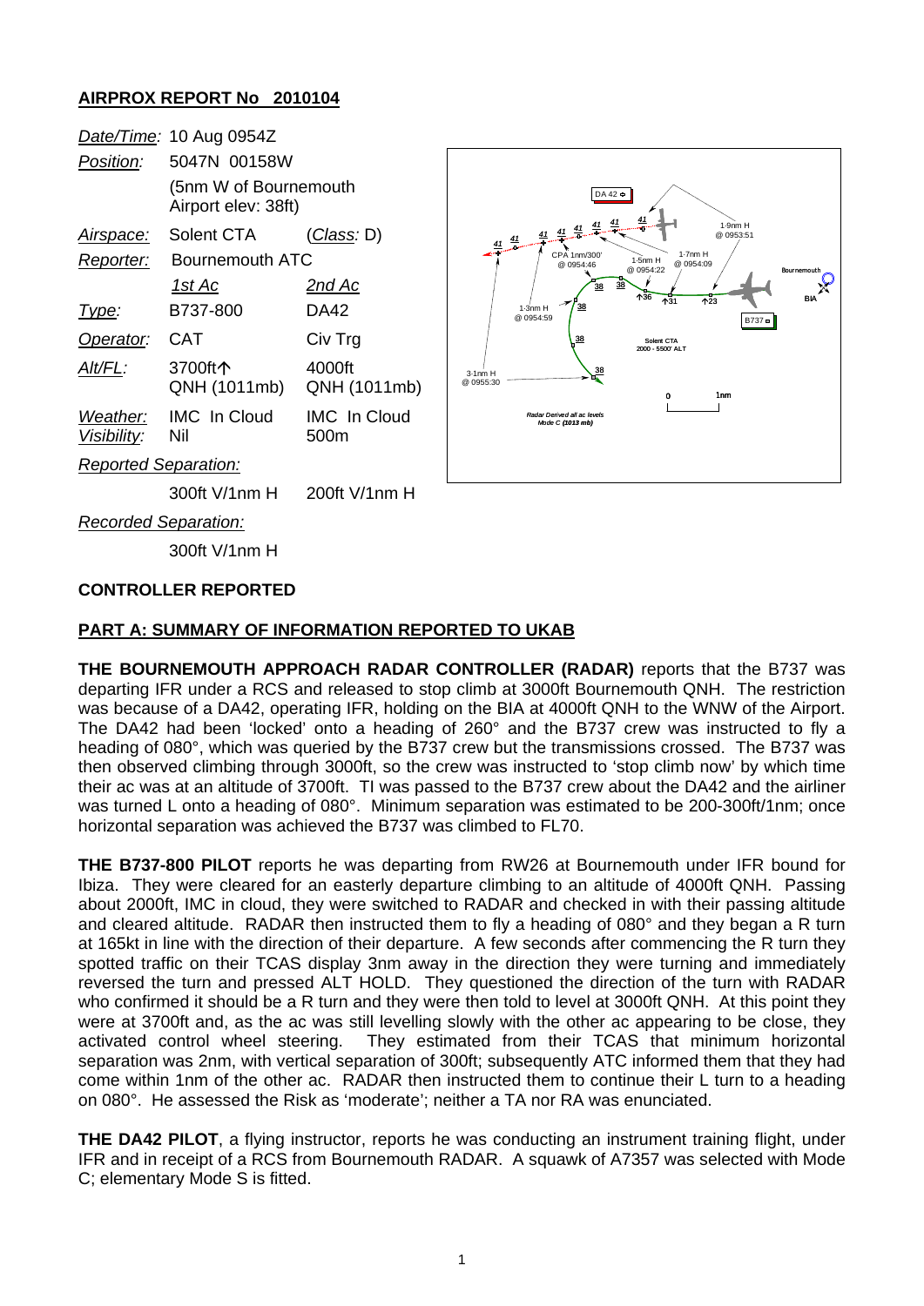## AIRPROX REPORT No 2010104

| | | |
|---|---|---|
| *Date/Time:* | 10 Aug 0954Z | |
| *Position:* | 5047N 00158W (5nm W of Bournemouth Airport elev: 38ft) | |
| *Airspace:* | Solent CTA | (*Class:* D) |
| *Reporter:* | Bournemouth ATC | |
| | *1st Ac* | *2nd Ac* |
| *Type:* | B737-800 | DA42 |
| *Operator:* | CAT | Civ Trg |
| *Alt/FL:* | 3700ft↑ QNH (1011mb) | 4000ft QNH (1011mb) |
| *Weather:* | IMC In Cloud | IMC In Cloud |
| *Visibility:* | Nil | 500m |
| *Reported Separation:* | | |
| | 300ft V/1nm H | 200ft V/1nm H |
| *Recorded Separation:* | | |
| | 300ft V/1nm H | |

### CONTROLLER REPORTED

### PART A: SUMMARY OF INFORMATION REPORTED TO UKAB

**THE BOURNEMOUTH APPROACH RADAR CONTROLLER (RADAR)** reports that the B737 was departing IFR under a RCS and released to stop climb at 3000ft Bournemouth QNH. The restriction was because of a DA42, operating IFR, holding on the BIA at 4000ft QNH to the WNW of the Airport. The DA42 had been 'locked' onto a heading of 260° and the B737 crew was instructed to fly a heading of 080°, which was queried by the B737 crew but the transmissions crossed. The B737 was then observed climbing through 3000ft, so the crew was instructed to 'stop climb now' by which time their ac was at an altitude of 3700ft. TI was passed to the B737 crew about the DA42 and the airliner was turned L onto a heading of 080°. Minimum separation was estimated to be 200-300ft/1nm; once horizontal separation was achieved the B737 was climbed to FL70.

**THE B737-800 PILOT** reports he was departing from RW26 at Bournemouth under IFR bound for Ibiza. They were cleared for an easterly departure climbing to an altitude of 4000ft QNH. Passing about 2000ft, IMC in cloud, they were switched to RADAR and checked in with their passing altitude and cleared altitude. RADAR then instructed them to fly a heading of 080° and they began a R turn at 165kt in line with the direction of their departure. A few seconds after commencing the R turn they spotted traffic on their TCAS display 3nm away in the direction they were turning and immediately reversed the turn and pressed ALT HOLD. They questioned the direction of the turn with RADAR who confirmed it should be a R turn and they were then told to level at 3000ft QNH. At this point they were at 3700ft and, as the ac was still levelling slowly with the other ac appearing to be close, they activated control wheel steering. They estimated from their TCAS that minimum horizontal separation was 2nm, with vertical separation of 300ft; subsequently ATC informed them that they had come within 1nm of the other ac. RADAR then instructed them to continue their L turn to a heading on 080°. He assessed the Risk as 'moderate'; neither a TA nor RA was enunciated.

**THE DA42 PILOT**, a flying instructor, reports he was conducting an instrument training flight, under IFR and in receipt of a RCS from Bournemouth RADAR. A squawk of A7357 was selected with Mode C; elementary Mode S is fitted.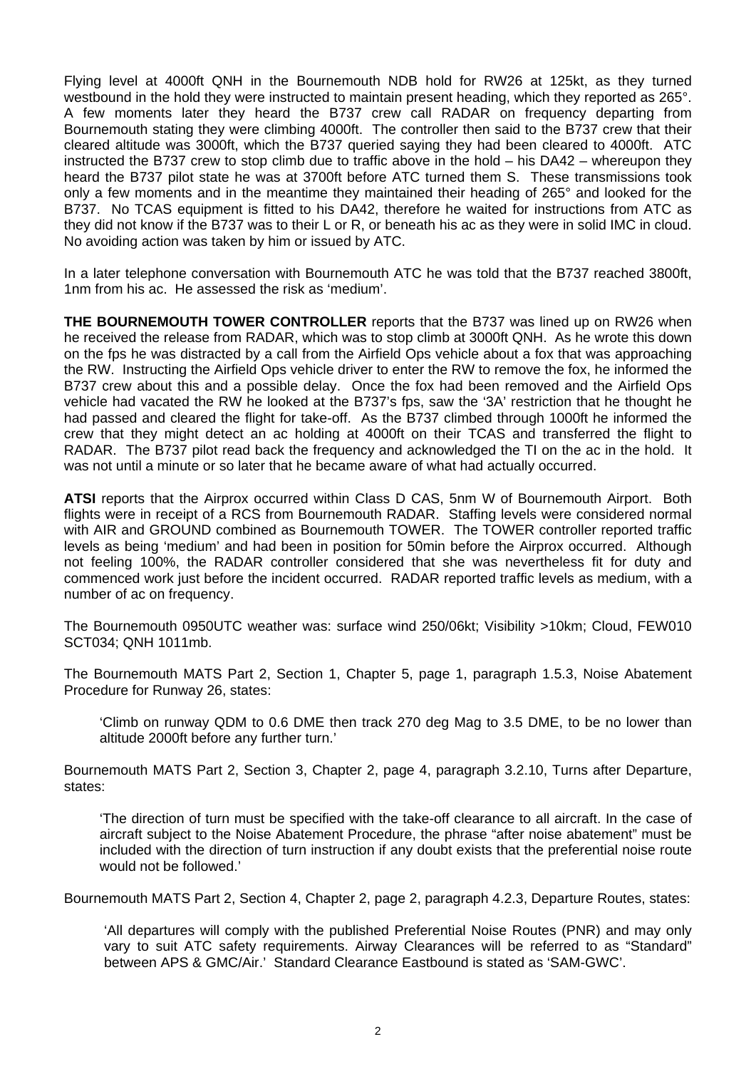Flying level at 4000ft QNH in the Bournemouth NDB hold for RW26 at 125kt, as they turned westbound in the hold they were instructed to maintain present heading, which they reported as 265°. A few moments later they heard the B737 crew call RADAR on frequency departing from Bournemouth stating they were climbing 4000ft. The controller then said to the B737 crew that their cleared altitude was 3000ft, which the B737 queried saying they had been cleared to 4000ft. ATC instructed the B737 crew to stop climb due to traffic above in the hold – his DA42 – whereupon they heard the B737 pilot state he was at 3700ft before ATC turned them S. These transmissions took only a few moments and in the meantime they maintained their heading of 265° and looked for the B737. No TCAS equipment is fitted to his DA42, therefore he waited for instructions from ATC as they did not know if the B737 was to their L or R, or beneath his ac as they were in solid IMC in cloud. No avoiding action was taken by him or issued by ATC.

In a later telephone conversation with Bournemouth ATC he was told that the B737 reached 3800ft, 1nm from his ac. He assessed the risk as 'medium'.

**THE BOURNEMOUTH TOWER CONTROLLER** reports that the B737 was lined up on RW26 when he received the release from RADAR, which was to stop climb at 3000ft QNH. As he wrote this down on the fps he was distracted by a call from the Airfield Ops vehicle about a fox that was approaching the RW. Instructing the Airfield Ops vehicle driver to enter the RW to remove the fox, he informed the B737 crew about this and a possible delay. Once the fox had been removed and the Airfield Ops vehicle had vacated the RW he looked at the B737's fps, saw the '3A' restriction that he thought he had passed and cleared the flight for take-off. As the B737 climbed through 1000ft he informed the crew that they might detect an ac holding at 4000ft on their TCAS and transferred the flight to RADAR. The B737 pilot read back the frequency and acknowledged the TI on the ac in the hold. It was not until a minute or so later that he became aware of what had actually occurred.

**ATSI** reports that the Airprox occurred within Class D CAS, 5nm W of Bournemouth Airport. Both flights were in receipt of a RCS from Bournemouth RADAR. Staffing levels were considered normal with AIR and GROUND combined as Bournemouth TOWER. The TOWER controller reported traffic levels as being 'medium' and had been in position for 50min before the Airprox occurred. Although not feeling 100%, the RADAR controller considered that she was nevertheless fit for duty and commenced work just before the incident occurred. RADAR reported traffic levels as medium, with a number of ac on frequency.

The Bournemouth 0950UTC weather was: surface wind 250/06kt; Visibility >10km; Cloud, FEW010 SCT034; QNH 1011mb.

The Bournemouth MATS Part 2, Section 1, Chapter 5, page 1, paragraph 1.5.3, Noise Abatement Procedure for Runway 26, states:

> 'Climb on runway QDM to 0.6 DME then track 270 deg Mag to 3.5 DME, to be no lower than altitude 2000ft before any further turn.'

Bournemouth MATS Part 2, Section 3, Chapter 2, page 4, paragraph 3.2.10, Turns after Departure, states:

> 'The direction of turn must be specified with the take-off clearance to all aircraft. In the case of aircraft subject to the Noise Abatement Procedure, the phrase "after noise abatement" must be included with the direction of turn instruction if any doubt exists that the preferential noise route would not be followed.'

Bournemouth MATS Part 2, Section 4, Chapter 2, page 2, paragraph 4.2.3, Departure Routes, states:

> 'All departures will comply with the published Preferential Noise Routes (PNR) and may only vary to suit ATC safety requirements. Airway Clearances will be referred to as "Standard" between APS & GMC/Air.' Standard Clearance Eastbound is stated as 'SAM-GWC'.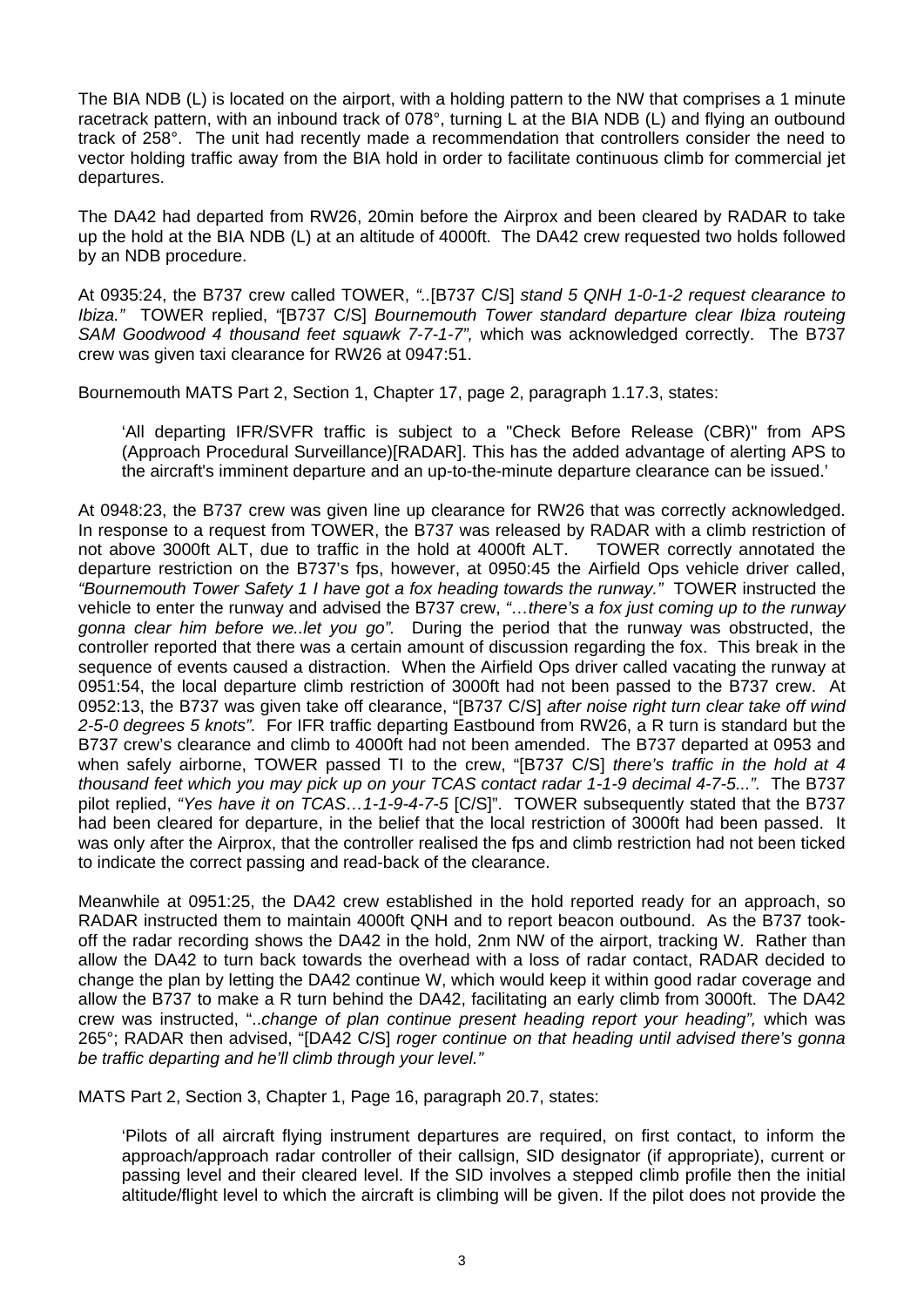The BIA NDB (L) is located on the airport, with a holding pattern to the NW that comprises a 1 minute racetrack pattern, with an inbound track of 078°, turning L at the BIA NDB (L) and flying an outbound track of 258°. The unit had recently made a recommendation that controllers consider the need to vector holding traffic away from the BIA hold in order to facilitate continuous climb for commercial jet departures.

The DA42 had departed from RW26, 20min before the Airprox and been cleared by RADAR to take up the hold at the BIA NDB (L) at an altitude of 4000ft. The DA42 crew requested two holds followed by an NDB procedure.

At 0935:24, the B737 crew called TOWER, *"..*[B737 C/S] *stand 5 QNH 1-0-1-2 request clearance to Ibiza."* TOWER replied, *"*[B737 C/S] *Bournemouth Tower standard departure clear Ibiza routeing SAM Goodwood 4 thousand feet squawk 7-7-1-7",* which was acknowledged correctly. The B737 crew was given taxi clearance for RW26 at 0947:51.

Bournemouth MATS Part 2, Section 1, Chapter 17, page 2, paragraph 1.17.3, states:

> 'All departing IFR/SVFR traffic is subject to a "Check Before Release (CBR)" from APS (Approach Procedural Surveillance)[RADAR]. This has the added advantage of alerting APS to the aircraft's imminent departure and an up-to-the-minute departure clearance can be issued.'

At 0948:23, the B737 crew was given line up clearance for RW26 that was correctly acknowledged. In response to a request from TOWER, the B737 was released by RADAR with a climb restriction of not above 3000ft ALT, due to traffic in the hold at 4000ft ALT. TOWER correctly annotated the departure restriction on the B737's fps, however, at 0950:45 the Airfield Ops vehicle driver called, *"Bournemouth Tower Safety 1 I have got a fox heading towards the runway."* TOWER instructed the vehicle to enter the runway and advised the B737 crew, *"…there's a fox just coming up to the runway gonna clear him before we..let you go".* During the period that the runway was obstructed, the controller reported that there was a certain amount of discussion regarding the fox. This break in the sequence of events caused a distraction. When the Airfield Ops driver called vacating the runway at 0951:54, the local departure climb restriction of 3000ft had not been passed to the B737 crew. At 0952:13, the B737 was given take off clearance, "[B737 C/S] *after noise right turn clear take off wind 2-5-0 degrees 5 knots".* For IFR traffic departing Eastbound from RW26, a R turn is standard but the B737 crew's clearance and climb to 4000ft had not been amended. The B737 departed at 0953 and when safely airborne, TOWER passed TI to the crew, "[B737 C/S] *there's traffic in the hold at 4 thousand feet which you may pick up on your TCAS contact radar 1-1-9 decimal 4-7-5...".* The B737 pilot replied, *"Yes have it on TCAS…1-1-9-4-7-5* [C/S]". TOWER subsequently stated that the B737 had been cleared for departure, in the belief that the local restriction of 3000ft had been passed. It was only after the Airprox, that the controller realised the fps and climb restriction had not been ticked to indicate the correct passing and read-back of the clearance.

Meanwhile at 0951:25, the DA42 crew established in the hold reported ready for an approach, so RADAR instructed them to maintain 4000ft QNH and to report beacon outbound. As the B737 took-off the radar recording shows the DA42 in the hold, 2nm NW of the airport, tracking W. Rather than allow the DA42 to turn back towards the overhead with a loss of radar contact, RADAR decided to change the plan by letting the DA42 continue W, which would keep it within good radar coverage and allow the B737 to make a R turn behind the DA42, facilitating an early climb from 3000ft. The DA42 crew was instructed, "..*change of plan continue present heading report your heading",* which was 265°; RADAR then advised, "[DA42 C/S] *roger continue on that heading until advised there's gonna be traffic departing and he'll climb through your level."*

MATS Part 2, Section 3, Chapter 1, Page 16, paragraph 20.7, states:

> 'Pilots of all aircraft flying instrument departures are required, on first contact, to inform the approach/approach radar controller of their callsign, SID designator (if appropriate), current or passing level and their cleared level. If the SID involves a stepped climb profile then the initial altitude/flight level to which the aircraft is climbing will be given. If the pilot does not provide the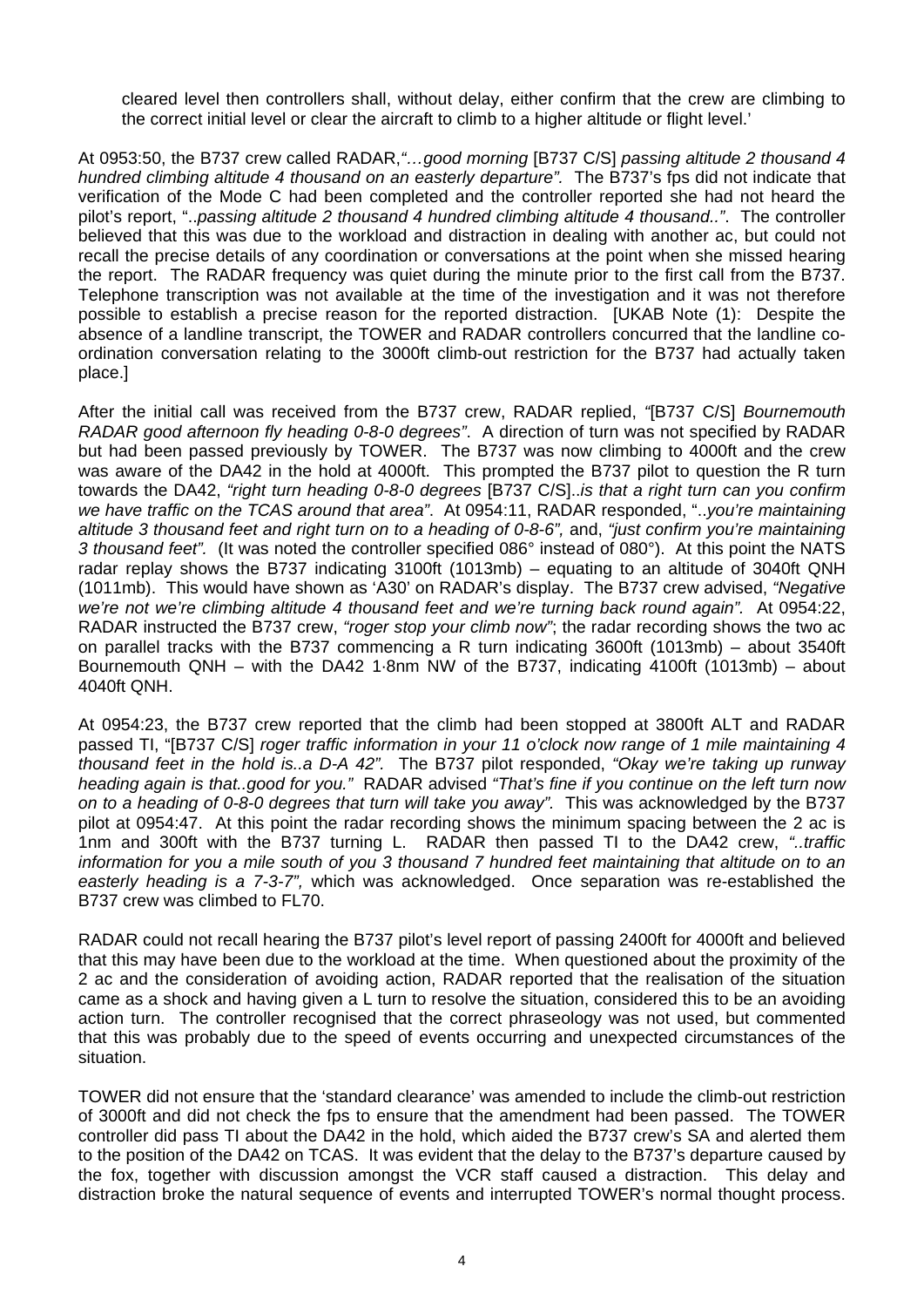cleared level then controllers shall, without delay, either confirm that the crew are climbing to the correct initial level or clear the aircraft to climb to a higher altitude or flight level.'

At 0953:50, the B737 crew called RADAR,*"…good morning* [B737 C/S] *passing altitude 2 thousand 4 hundred climbing altitude 4 thousand on an easterly departure".* The B737's fps did not indicate that verification of the Mode C had been completed and the controller reported she had not heard the pilot's report, "..*passing altitude 2 thousand 4 hundred climbing altitude 4 thousand.."*. The controller believed that this was due to the workload and distraction in dealing with another ac, but could not recall the precise details of any coordination or conversations at the point when she missed hearing the report. The RADAR frequency was quiet during the minute prior to the first call from the B737. Telephone transcription was not available at the time of the investigation and it was not therefore possible to establish a precise reason for the reported distraction. [UKAB Note (1): Despite the absence of a landline transcript, the TOWER and RADAR controllers concurred that the landline co-ordination conversation relating to the 3000ft climb-out restriction for the B737 had actually taken place.]

After the initial call was received from the B737 crew, RADAR replied, *"*[B737 C/S] *Bournemouth RADAR good afternoon fly heading 0-8-0 degrees"*. A direction of turn was not specified by RADAR but had been passed previously by TOWER. The B737 was now climbing to 4000ft and the crew was aware of the DA42 in the hold at 4000ft. This prompted the B737 pilot to question the R turn towards the DA42, *"right turn heading 0-8-0 degrees* [B737 C/S]..*is that a right turn can you confirm we have traffic on the TCAS around that area"*. At 0954:11, RADAR responded, "..*you're maintaining altitude 3 thousand feet and right turn on to a heading of 0-8-6",* and, *"just confirm you're maintaining 3 thousand feet".* (It was noted the controller specified 086° instead of 080°). At this point the NATS radar replay shows the B737 indicating 3100ft (1013mb) – equating to an altitude of 3040ft QNH (1011mb). This would have shown as 'A30' on RADAR's display. The B737 crew advised, *"Negative we're not we're climbing altitude 4 thousand feet and we're turning back round again".* At 0954:22, RADAR instructed the B737 crew, *"roger stop your climb now"*; the radar recording shows the two ac on parallel tracks with the B737 commencing a R turn indicating 3600ft (1013mb) – about 3540ft Bournemouth QNH – with the DA42 1·8nm NW of the B737, indicating 4100ft (1013mb) – about 4040ft QNH.

At 0954:23, the B737 crew reported that the climb had been stopped at 3800ft ALT and RADAR passed TI, "[B737 C/S] *roger traffic information in your 11 o'clock now range of 1 mile maintaining 4 thousand feet in the hold is..a D-A 42".* The B737 pilot responded, *"Okay we're taking up runway heading again is that..good for you."* RADAR advised *"That's fine if you continue on the left turn now on to a heading of 0-8-0 degrees that turn will take you away".* This was acknowledged by the B737 pilot at 0954:47. At this point the radar recording shows the minimum spacing between the 2 ac is 1nm and 300ft with the B737 turning L. RADAR then passed TI to the DA42 crew, *"..traffic information for you a mile south of you 3 thousand 7 hundred feet maintaining that altitude on to an easterly heading is a 7-3-7",* which was acknowledged. Once separation was re-established the B737 crew was climbed to FL70.

RADAR could not recall hearing the B737 pilot's level report of passing 2400ft for 4000ft and believed that this may have been due to the workload at the time. When questioned about the proximity of the 2 ac and the consideration of avoiding action, RADAR reported that the realisation of the situation came as a shock and having given a L turn to resolve the situation, considered this to be an avoiding action turn. The controller recognised that the correct phraseology was not used, but commented that this was probably due to the speed of events occurring and unexpected circumstances of the situation.

TOWER did not ensure that the 'standard clearance' was amended to include the climb-out restriction of 3000ft and did not check the fps to ensure that the amendment had been passed. The TOWER controller did pass TI about the DA42 in the hold, which aided the B737 crew's SA and alerted them to the position of the DA42 on TCAS. It was evident that the delay to the B737's departure caused by the fox, together with discussion amongst the VCR staff caused a distraction. This delay and distraction broke the natural sequence of events and interrupted TOWER's normal thought process.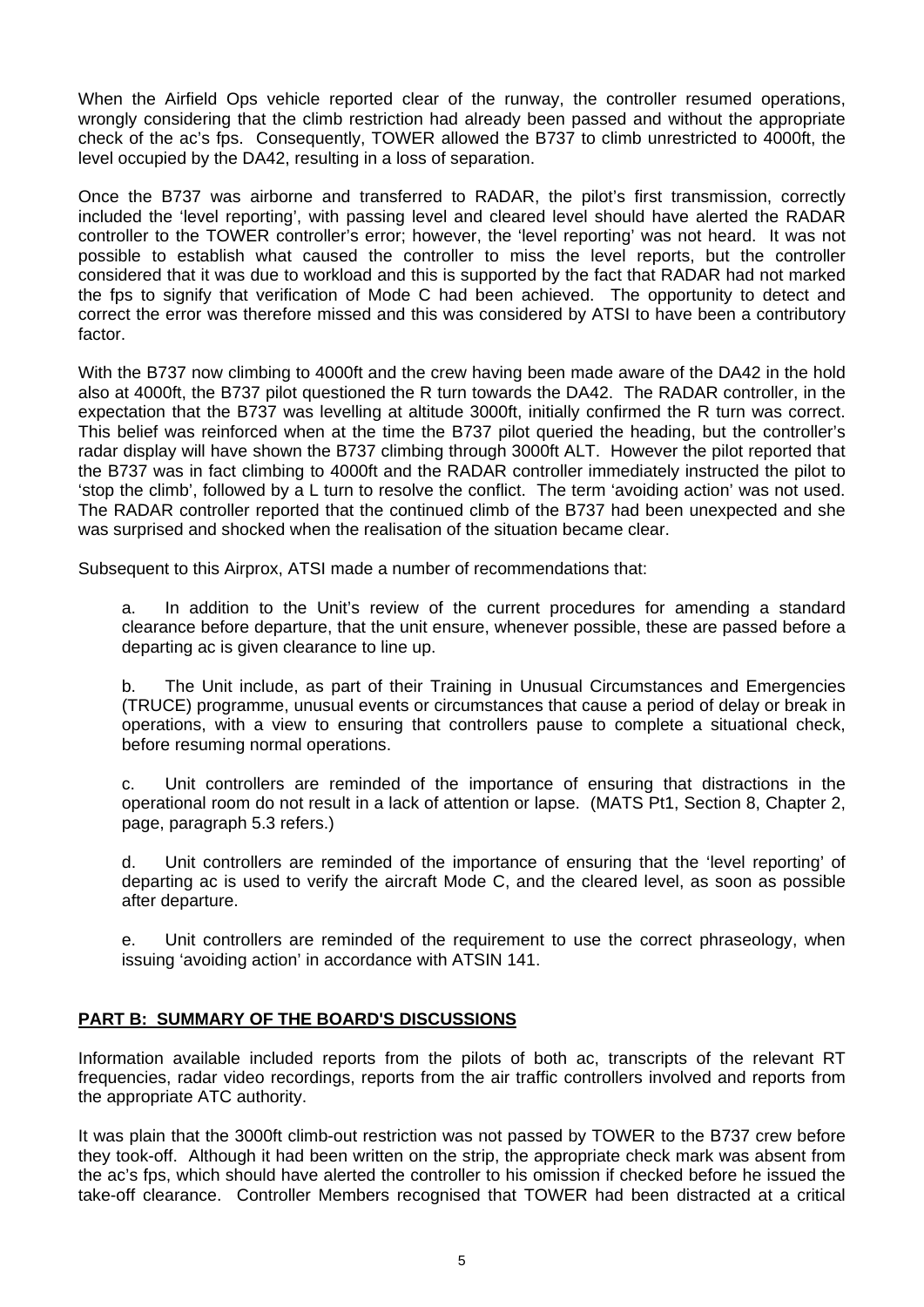When the Airfield Ops vehicle reported clear of the runway, the controller resumed operations, wrongly considering that the climb restriction had already been passed and without the appropriate check of the ac's fps. Consequently, TOWER allowed the B737 to climb unrestricted to 4000ft, the level occupied by the DA42, resulting in a loss of separation.

Once the B737 was airborne and transferred to RADAR, the pilot's first transmission, correctly included the 'level reporting', with passing level and cleared level should have alerted the RADAR controller to the TOWER controller's error; however, the 'level reporting' was not heard. It was not possible to establish what caused the controller to miss the level reports, but the controller considered that it was due to workload and this is supported by the fact that RADAR had not marked the fps to signify that verification of Mode C had been achieved. The opportunity to detect and correct the error was therefore missed and this was considered by ATSI to have been a contributory factor.

With the B737 now climbing to 4000ft and the crew having been made aware of the DA42 in the hold also at 4000ft, the B737 pilot questioned the R turn towards the DA42. The RADAR controller, in the expectation that the B737 was levelling at altitude 3000ft, initially confirmed the R turn was correct. This belief was reinforced when at the time the B737 pilot queried the heading, but the controller's radar display will have shown the B737 climbing through 3000ft ALT. However the pilot reported that the B737 was in fact climbing to 4000ft and the RADAR controller immediately instructed the pilot to 'stop the climb', followed by a L turn to resolve the conflict. The term 'avoiding action' was not used. The RADAR controller reported that the continued climb of the B737 had been unexpected and she was surprised and shocked when the realisation of the situation became clear.

Subsequent to this Airprox, ATSI made a number of recommendations that:

a. In addition to the Unit's review of the current procedures for amending a standard clearance before departure, that the unit ensure, whenever possible, these are passed before a departing ac is given clearance to line up.

b. The Unit include, as part of their Training in Unusual Circumstances and Emergencies (TRUCE) programme, unusual events or circumstances that cause a period of delay or break in operations, with a view to ensuring that controllers pause to complete a situational check, before resuming normal operations.

c. Unit controllers are reminded of the importance of ensuring that distractions in the operational room do not result in a lack of attention or lapse. (MATS Pt1, Section 8, Chapter 2, page, paragraph 5.3 refers.)

d. Unit controllers are reminded of the importance of ensuring that the 'level reporting' of departing ac is used to verify the aircraft Mode C, and the cleared level, as soon as possible after departure.

e. Unit controllers are reminded of the requirement to use the correct phraseology, when issuing 'avoiding action' in accordance with ATSIN 141.

## PART B: SUMMARY OF THE BOARD'S DISCUSSIONS

Information available included reports from the pilots of both ac, transcripts of the relevant RT frequencies, radar video recordings, reports from the air traffic controllers involved and reports from the appropriate ATC authority.

It was plain that the 3000ft climb-out restriction was not passed by TOWER to the B737 crew before they took-off. Although it had been written on the strip, the appropriate check mark was absent from the ac's fps, which should have alerted the controller to his omission if checked before he issued the take-off clearance. Controller Members recognised that TOWER had been distracted at a critical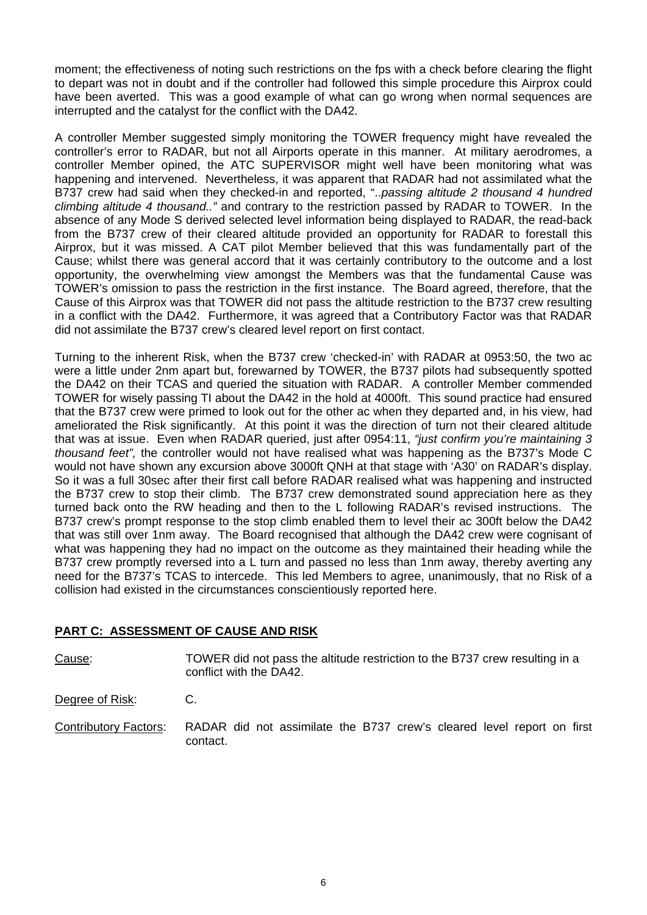moment; the effectiveness of noting such restrictions on the fps with a check before clearing the flight to depart was not in doubt and if the controller had followed this simple procedure this Airprox could have been averted. This was a good example of what can go wrong when normal sequences are interrupted and the catalyst for the conflict with the DA42.

A controller Member suggested simply monitoring the TOWER frequency might have revealed the controller's error to RADAR, but not all Airports operate in this manner. At military aerodromes, a controller Member opined, the ATC SUPERVISOR might well have been monitoring what was happening and intervened. Nevertheless, it was apparent that RADAR had not assimilated what the B737 crew had said when they checked-in and reported, "..*passing altitude 2 thousand 4 hundred climbing altitude 4 thousand..*" and contrary to the restriction passed by RADAR to TOWER. In the absence of any Mode S derived selected level information being displayed to RADAR, the read-back from the B737 crew of their cleared altitude provided an opportunity for RADAR to forestall this Airprox, but it was missed. A CAT pilot Member believed that this was fundamentally part of the Cause; whilst there was general accord that it was certainly contributory to the outcome and a lost opportunity, the overwhelming view amongst the Members was that the fundamental Cause was TOWER's omission to pass the restriction in the first instance. The Board agreed, therefore, that the Cause of this Airprox was that TOWER did not pass the altitude restriction to the B737 crew resulting in a conflict with the DA42. Furthermore, it was agreed that a Contributory Factor was that RADAR did not assimilate the B737 crew's cleared level report on first contact.

Turning to the inherent Risk, when the B737 crew 'checked-in' with RADAR at 0953:50, the two ac were a little under 2nm apart but, forewarned by TOWER, the B737 pilots had subsequently spotted the DA42 on their TCAS and queried the situation with RADAR. A controller Member commended TOWER for wisely passing TI about the DA42 in the hold at 4000ft. This sound practice had ensured that the B737 crew were primed to look out for the other ac when they departed and, in his view, had ameliorated the Risk significantly. At this point it was the direction of turn not their cleared altitude that was at issue. Even when RADAR queried, just after 0954:11, *"just confirm you're maintaining 3 thousand feet",* the controller would not have realised what was happening as the B737's Mode C would not have shown any excursion above 3000ft QNH at that stage with 'A30' on RADAR's display. So it was a full 30sec after their first call before RADAR realised what was happening and instructed the B737 crew to stop their climb. The B737 crew demonstrated sound appreciation here as they turned back onto the RW heading and then to the L following RADAR's revised instructions. The B737 crew's prompt response to the stop climb enabled them to level their ac 300ft below the DA42 that was still over 1nm away. The Board recognised that although the DA42 crew were cognisant of what was happening they had no impact on the outcome as they maintained their heading while the B737 crew promptly reversed into a L turn and passed no less than 1nm away, thereby averting any need for the B737's TCAS to intercede. This led Members to agree, unanimously, that no Risk of a collision had existed in the circumstances conscientiously reported here.

## PART C: ASSESSMENT OF CAUSE AND RISK

Cause: TOWER did not pass the altitude restriction to the B737 crew resulting in a conflict with the DA42.

Degree of Risk: C.

Contributory Factors: RADAR did not assimilate the B737 crew's cleared level report on first contact.